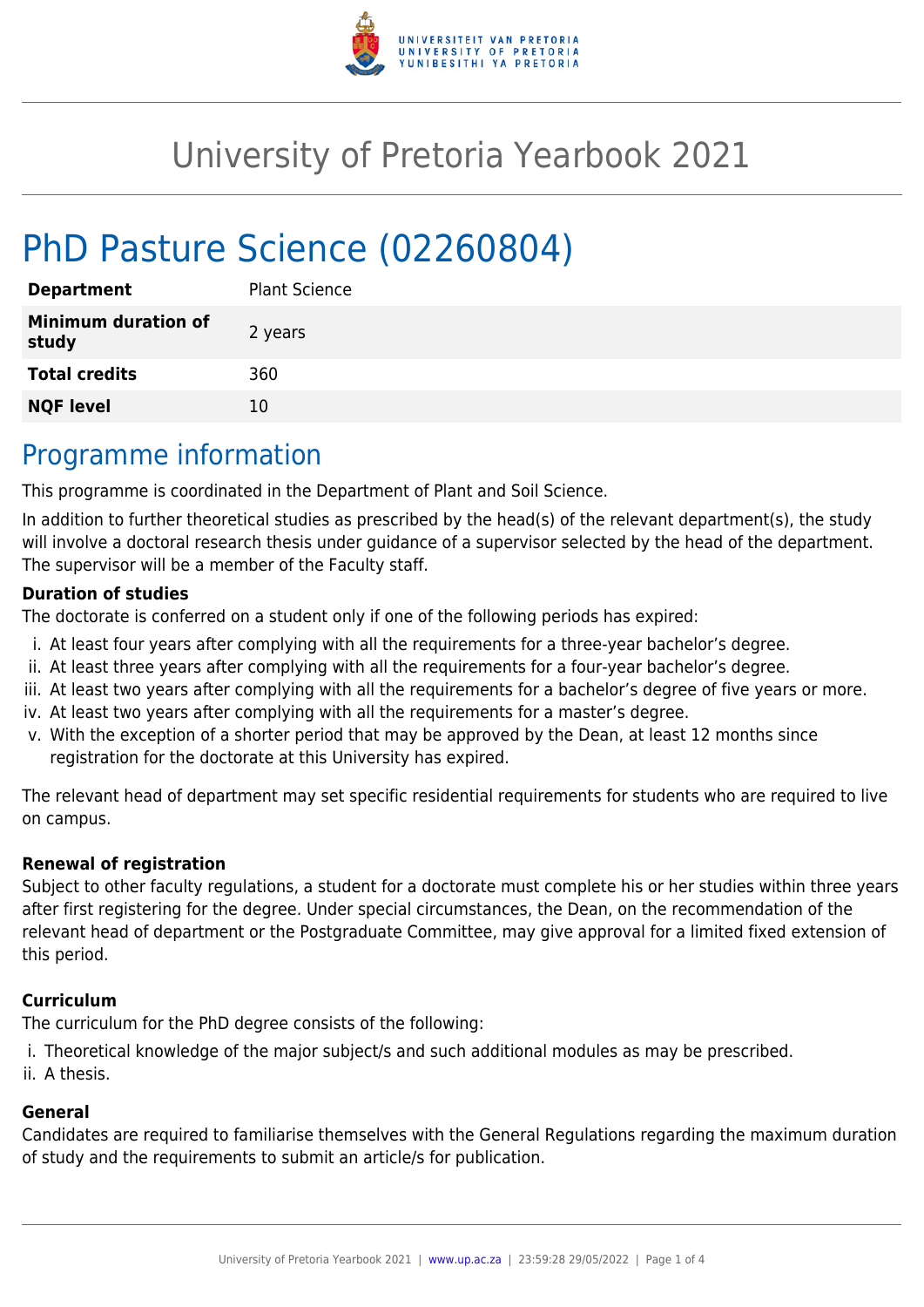# University of Pretoria Yearbook 2021

## PhD Pasture Science (02260804)

| | |
|---|---|
| **Department** | Plant Science |
| **Minimum duration of study** | 2 years |
| **Total credits** | 360 |
| **NQF level** | 10 |

## Programme information

This programme is coordinated in the Department of Plant and Soil Science.

In addition to further theoretical studies as prescribed by the head(s) of the relevant department(s), the study will involve a doctoral research thesis under guidance of a supervisor selected by the head of the department. The supervisor will be a member of the Faculty staff.

### Duration of studies

The doctorate is conferred on a student only if one of the following periods has expired:

i. At least four years after complying with all the requirements for a three-year bachelor's degree.
ii. At least three years after complying with all the requirements for a four-year bachelor's degree.
iii. At least two years after complying with all the requirements for a bachelor's degree of five years or more.
iv. At least two years after complying with all the requirements for a master's degree.
v. With the exception of a shorter period that may be approved by the Dean, at least 12 months since registration for the doctorate at this University has expired.

The relevant head of department may set specific residential requirements for students who are required to live on campus.

### Renewal of registration

Subject to other faculty regulations, a student for a doctorate must complete his or her studies within three years after first registering for the degree. Under special circumstances, the Dean, on the recommendation of the relevant head of department or the Postgraduate Committee, may give approval for a limited fixed extension of this period.

### Curriculum

The curriculum for the PhD degree consists of the following:

i. Theoretical knowledge of the major subject/s and such additional modules as may be prescribed.
ii. A thesis.

### General

Candidates are required to familiarise themselves with the General Regulations regarding the maximum duration of study and the requirements to submit an article/s for publication.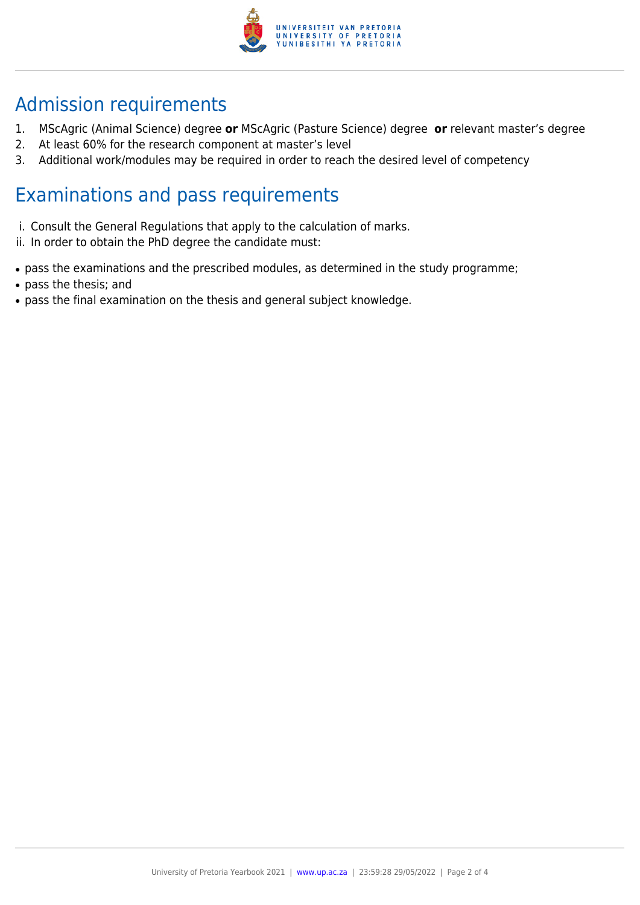## Admission requirements

1. MScAgric (Animal Science) degree **or** MScAgric (Pasture Science) degree **or** relevant master's degree
2. At least 60% for the research component at master's level
3. Additional work/modules may be required in order to reach the desired level of competency

## Examinations and pass requirements

i. Consult the General Regulations that apply to the calculation of marks.
ii. In order to obtain the PhD degree the candidate must:

- pass the examinations and the prescribed modules, as determined in the study programme;
- pass the thesis; and
- pass the final examination on the thesis and general subject knowledge.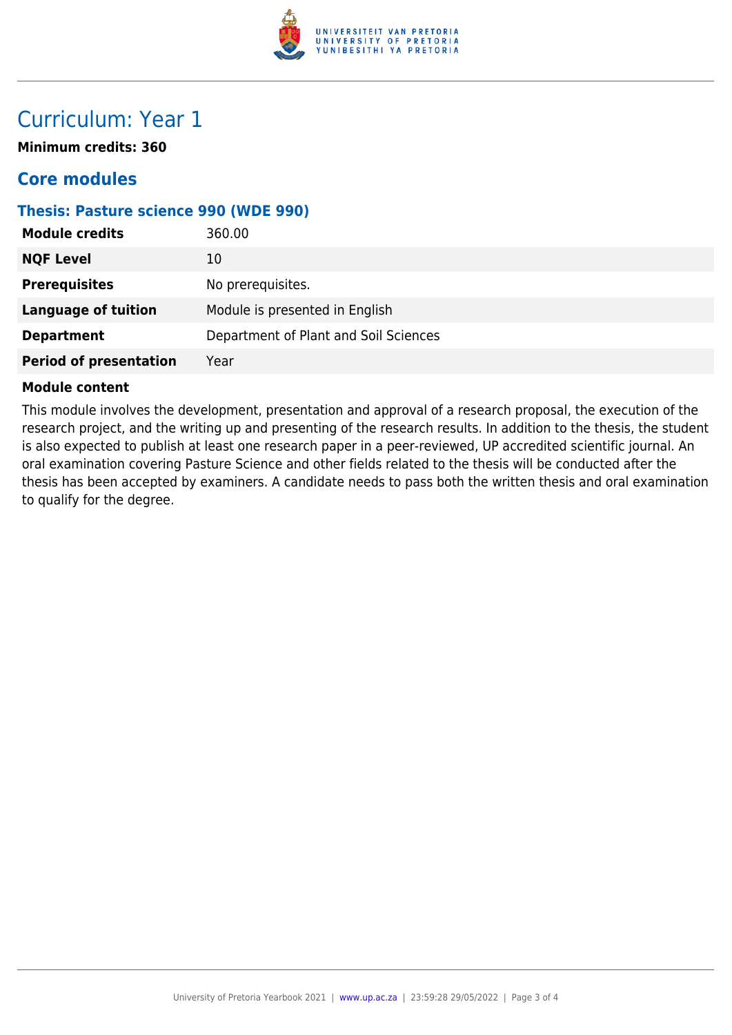# Curriculum: Year 1

**Minimum credits: 360**

## Core modules

### Thesis: Pasture science 990 (WDE 990)

| | |
|---|---|
| **Module credits** | 360.00 |
| **NQF Level** | 10 |
| **Prerequisites** | No prerequisites. |
| **Language of tuition** | Module is presented in English |
| **Department** | Department of Plant and Soil Sciences |
| **Period of presentation** | Year |

**Module content**

This module involves the development, presentation and approval of a research proposal, the execution of the research project, and the writing up and presenting of the research results. In addition to the thesis, the student is also expected to publish at least one research paper in a peer-reviewed, UP accredited scientific journal. An oral examination covering Pasture Science and other fields related to the thesis will be conducted after the thesis has been accepted by examiners. A candidate needs to pass both the written thesis and oral examination to qualify for the degree.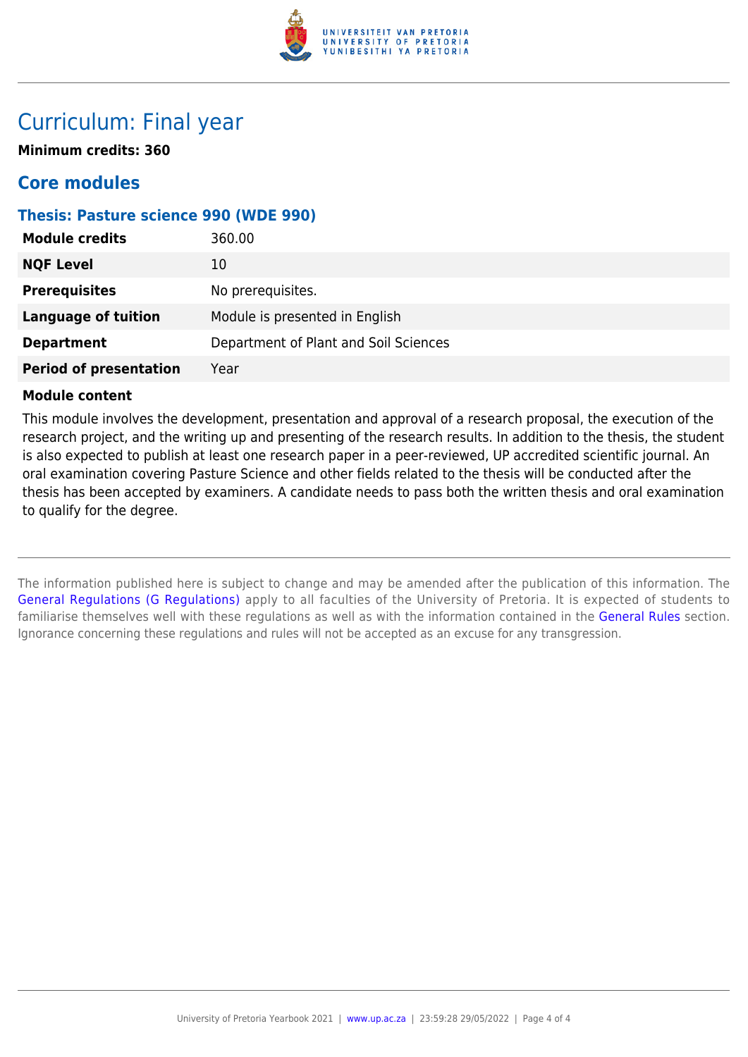# Curriculum: Final year

**Minimum credits: 360**

## Core modules

### Thesis: Pasture science 990 (WDE 990)

| | |
|---|---|
| **Module credits** | 360.00 |
| **NQF Level** | 10 |
| **Prerequisites** | No prerequisites. |
| **Language of tuition** | Module is presented in English |
| **Department** | Department of Plant and Soil Sciences |
| **Period of presentation** | Year |

**Module content**

This module involves the development, presentation and approval of a research proposal, the execution of the research project, and the writing up and presenting of the research results. In addition to the thesis, the student is also expected to publish at least one research paper in a peer-reviewed, UP accredited scientific journal. An oral examination covering Pasture Science and other fields related to the thesis will be conducted after the thesis has been accepted by examiners. A candidate needs to pass both the written thesis and oral examination to qualify for the degree.

The information published here is subject to change and may be amended after the publication of this information. The General Regulations (G Regulations) apply to all faculties of the University of Pretoria. It is expected of students to familiarise themselves well with these regulations as well as with the information contained in the General Rules section. Ignorance concerning these regulations and rules will not be accepted as an excuse for any transgression.